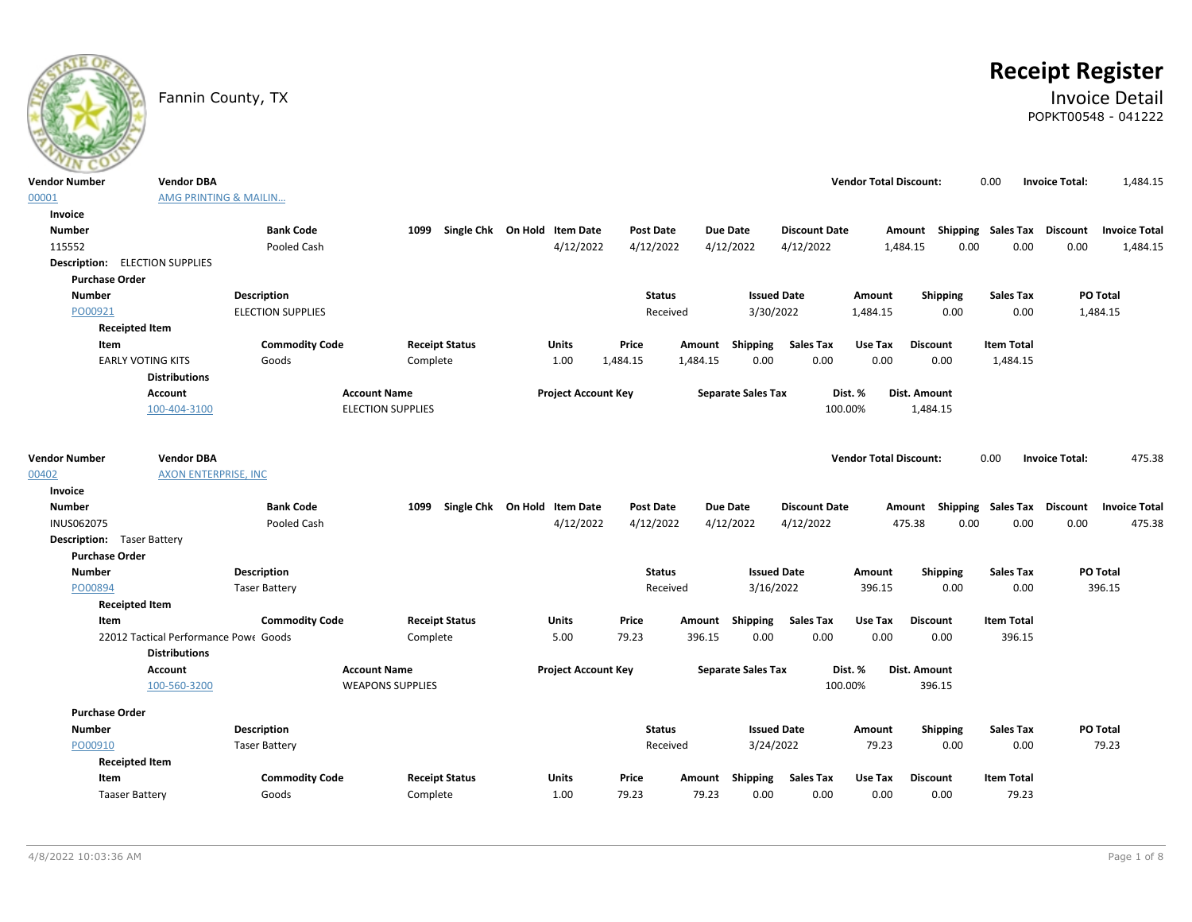Fannin County, TX

# Receipt Register

## Invoice Detail

POPKT00548 - 041222

| Vendor Number | Vendor DBA | Vendor Total Discount: | Invoice Total: |
|---|---|---|---|
| 00001 | AMG PRINTING & MAILIN... | 0.00 | 1,484.15 |

**Invoice**

| Number | Bank Code | 1099 | Single Chk | On Hold | Item Date | Post Date | Due Date | Discount Date | Amount | Shipping | Sales Tax | Discount | Invoice Total |
|---|---|---|---|---|---|---|---|---|---|---|---|---|---|
| 115552 | Pooled Cash | | | | 4/12/2022 | 4/12/2022 | 4/12/2022 | 4/12/2022 | 1,484.15 | 0.00 | 0.00 | 0.00 | 1,484.15 |

**Description:** ELECTION SUPPLIES

**Purchase Order**

| Number | Description | Status | Issued Date | Amount | Shipping | Sales Tax | PO Total |
|---|---|---|---|---|---|---|---|
| PO00921 | ELECTION SUPPLIES | Received | 3/30/2022 | 1,484.15 | 0.00 | 0.00 | 1,484.15 |

**Receipted Item**

| Item | Commodity Code | Receipt Status | Units | Price | Amount | Shipping | Sales Tax | Use Tax | Discount | Item Total |
|---|---|---|---|---|---|---|---|---|---|---|
| EARLY VOTING KITS | Goods | Complete | 1.00 | 1,484.15 | 1,484.15 | 0.00 | 0.00 | 0.00 | 0.00 | 1,484.15 |

**Distributions**

| Account | Account Name | Project Account Key | Separate Sales Tax | Dist. % | Dist. Amount |
|---|---|---|---|---|---|
| 100-404-3100 | ELECTION SUPPLIES | | | 100.00% | 1,484.15 |

| Vendor Number | Vendor DBA | Vendor Total Discount: | Invoice Total: |
|---|---|---|---|
| 00402 | AXON ENTERPRISE, INC | 0.00 | 475.38 |

**Invoice**

| Number | Bank Code | 1099 | Single Chk | On Hold | Item Date | Post Date | Due Date | Discount Date | Amount | Shipping | Sales Tax | Discount | Invoice Total |
|---|---|---|---|---|---|---|---|---|---|---|---|---|---|
| INUS062075 | Pooled Cash | | | | 4/12/2022 | 4/12/2022 | 4/12/2022 | 4/12/2022 | 475.38 | 0.00 | 0.00 | 0.00 | 475.38 |

**Description:** Taser Battery

**Purchase Order**

| Number | Description | Status | Issued Date | Amount | Shipping | Sales Tax | PO Total |
|---|---|---|---|---|---|---|---|
| PO00894 | Taser Battery | Received | 3/16/2022 | 396.15 | 0.00 | 0.00 | 396.15 |

**Receipted Item**

| Item | Commodity Code | Receipt Status | Units | Price | Amount | Shipping | Sales Tax | Use Tax | Discount | Item Total |
|---|---|---|---|---|---|---|---|---|---|---|
| 22012 Tactical Performance Powe | Goods | Complete | 5.00 | 79.23 | 396.15 | 0.00 | 0.00 | 0.00 | 0.00 | 396.15 |

**Distributions**

| Account | Account Name | Project Account Key | Separate Sales Tax | Dist. % | Dist. Amount |
|---|---|---|---|---|---|
| 100-560-3200 | WEAPONS SUPPLIES | | | 100.00% | 396.15 |

**Purchase Order**

| Number | Description | Status | Issued Date | Amount | Shipping | Sales Tax | PO Total |
|---|---|---|---|---|---|---|---|
| PO00910 | Taser Battery | Received | 3/24/2022 | 79.23 | 0.00 | 0.00 | 79.23 |

**Receipted Item**

| Item | Commodity Code | Receipt Status | Units | Price | Amount | Shipping | Sales Tax | Use Tax | Discount | Item Total |
|---|---|---|---|---|---|---|---|---|---|---|
| Taaser Battery | Goods | Complete | 1.00 | 79.23 | 79.23 | 0.00 | 0.00 | 0.00 | 0.00 | 79.23 |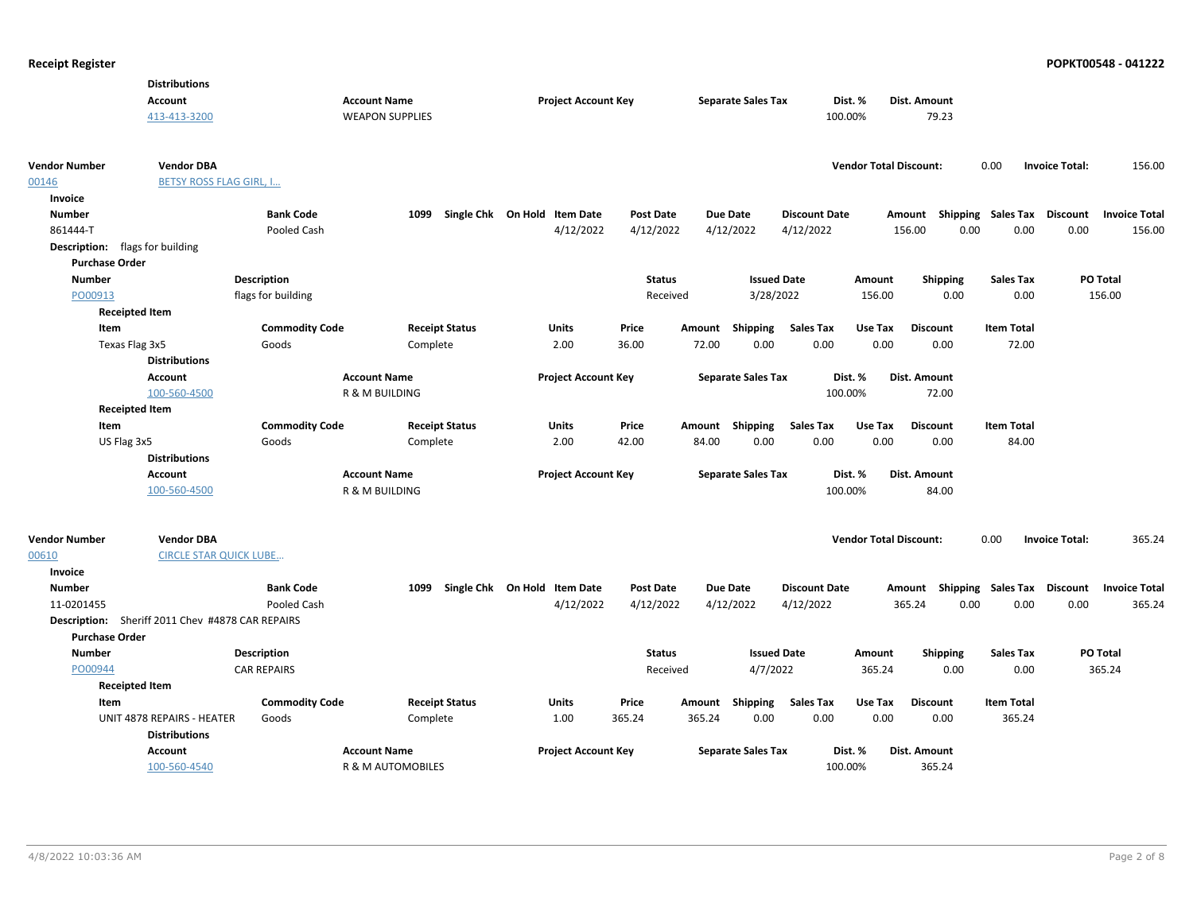**Distributions**

| Account | Account Name | Project Account Key | Separate Sales Tax | Dist. % | Dist. Amount |
|---|---|---|---|---|---|
| 413-413-3200 | WEAPON SUPPLIES | | | 100.00% | 79.23 |

| Vendor Number | Vendor DBA | Vendor Total Discount: | 0.00 | Invoice Total: | 156.00 |
|---|---|---|---|---|---|
| 00146 | BETSY ROSS FLAG GIRL, I... | | | | |

**Invoice**

| Number | Bank Code | 1099 | Single Chk | On Hold | Item Date | Post Date | Due Date | Discount Date | Amount | Shipping | Sales Tax | Discount | Invoice Total |
|---|---|---|---|---|---|---|---|---|---|---|---|---|---|
| 861444-T | Pooled Cash | | | | 4/12/2022 | 4/12/2022 | 4/12/2022 | 4/12/2022 | 156.00 | 0.00 | 0.00 | 0.00 | 156.00 |

**Description:** flags for building

**Purchase Order**

| Number | Description | Status | Issued Date | Amount | Shipping | Sales Tax | PO Total |
|---|---|---|---|---|---|---|---|
| PO00913 | flags for building | Received | 3/28/2022 | 156.00 | 0.00 | 0.00 | 156.00 |

**Receipted Item**

| Item | Commodity Code | Receipt Status | Units | Price | Amount | Shipping | Sales Tax | Use Tax | Discount | Item Total |
|---|---|---|---|---|---|---|---|---|---|---|
| Texas Flag 3x5 | Goods | Complete | 2.00 | 36.00 | 72.00 | 0.00 | 0.00 | 0.00 | 0.00 | 72.00 |

**Distributions**

| Account | Account Name | Project Account Key | Separate Sales Tax | Dist. % | Dist. Amount |
|---|---|---|---|---|---|
| 100-560-4500 | R & M BUILDING | | | 100.00% | 72.00 |

**Receipted Item**

| Item | Commodity Code | Receipt Status | Units | Price | Amount | Shipping | Sales Tax | Use Tax | Discount | Item Total |
|---|---|---|---|---|---|---|---|---|---|---|
| US Flag 3x5 | Goods | Complete | 2.00 | 42.00 | 84.00 | 0.00 | 0.00 | 0.00 | 0.00 | 84.00 |

**Distributions**

| Account | Account Name | Project Account Key | Separate Sales Tax | Dist. % | Dist. Amount |
|---|---|---|---|---|---|
| 100-560-4500 | R & M BUILDING | | | 100.00% | 84.00 |

| Vendor Number | Vendor DBA | Vendor Total Discount: | 0.00 | Invoice Total: | 365.24 |
|---|---|---|---|---|---|
| 00610 | CIRCLE STAR QUICK LUBE... | | | | |

**Invoice**

| Number | Bank Code | 1099 | Single Chk | On Hold | Item Date | Post Date | Due Date | Discount Date | Amount | Shipping | Sales Tax | Discount | Invoice Total |
|---|---|---|---|---|---|---|---|---|---|---|---|---|---|
| 11-0201455 | Pooled Cash | | | | 4/12/2022 | 4/12/2022 | 4/12/2022 | 4/12/2022 | 365.24 | 0.00 | 0.00 | 0.00 | 365.24 |

**Description:** Sheriff 2011 Chev #4878 CAR REPAIRS

**Purchase Order**

| Number | Description | Status | Issued Date | Amount | Shipping | Sales Tax | PO Total |
|---|---|---|---|---|---|---|---|
| PO00944 | CAR REPAIRS | Received | 4/7/2022 | 365.24 | 0.00 | 0.00 | 365.24 |

**Receipted Item**

| Item | Commodity Code | Receipt Status | Units | Price | Amount | Shipping | Sales Tax | Use Tax | Discount | Item Total |
|---|---|---|---|---|---|---|---|---|---|---|
| UNIT 4878 REPAIRS - HEATER | Goods | Complete | 1.00 | 365.24 | 365.24 | 0.00 | 0.00 | 0.00 | 0.00 | 365.24 |

**Distributions**

| Account | Account Name | Project Account Key | Separate Sales Tax | Dist. % | Dist. Amount |
|---|---|---|---|---|---|
| 100-560-4540 | R & M AUTOMOBILES | | | 100.00% | 365.24 |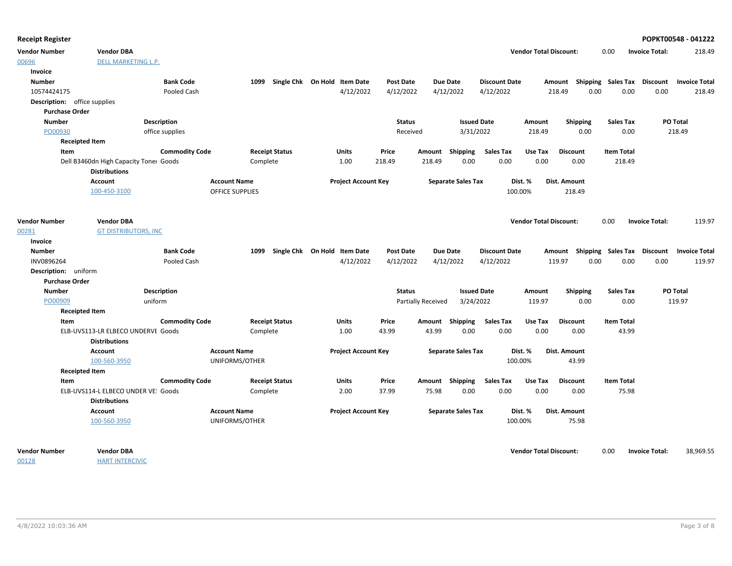**Receipt Register** — **POPKT00548 - 041222**

| Vendor Number | Vendor DBA | Vendor Total Discount: | | Invoice Total: | |
|---|---|---|---|---|---|
| 00696 | DELL MARKETING L.P. | | 0.00 | | 218.49 |

**Invoice**

| Number | Bank Code | 1099 | Single Chk | On Hold | Item Date | Post Date | Due Date | Discount Date | Amount | Shipping | Sales Tax | Discount | Invoice Total |
|---|---|---|---|---|---|---|---|---|---|---|---|---|---|
| 10574424175 | Pooled Cash | | | | 4/12/2022 | 4/12/2022 | 4/12/2022 | 4/12/2022 | 218.49 | 0.00 | 0.00 | 0.00 | 218.49 |

**Description:** office supplies

**Purchase Order**

| Number | Description | Status | Issued Date | Amount | Shipping | Sales Tax | PO Total |
|---|---|---|---|---|---|---|---|
| PO00930 | office supplies | Received | 3/31/2022 | 218.49 | 0.00 | 0.00 | 218.49 |

**Receipted Item**

| Item | Commodity Code | Receipt Status | Units | Price | Amount | Shipping | Sales Tax | Use Tax | Discount | Item Total |
|---|---|---|---|---|---|---|---|---|---|---|
| Dell B3460dn High Capacity Toner | Goods | Complete | 1.00 | 218.49 | 218.49 | 0.00 | 0.00 | 0.00 | 0.00 | 218.49 |

**Distributions**

| Account | Account Name | Project Account Key | Separate Sales Tax | Dist. % | Dist. Amount |
|---|---|---|---|---|---|
| 100-450-3100 | OFFICE SUPPLIES | | | 100.00% | 218.49 |

| Vendor Number | Vendor DBA | Vendor Total Discount: | | Invoice Total: | |
|---|---|---|---|---|---|
| 00281 | GT DISTRIBUTORS, INC | | 0.00 | | 119.97 |

**Invoice**

| Number | Bank Code | 1099 | Single Chk | On Hold | Item Date | Post Date | Due Date | Discount Date | Amount | Shipping | Sales Tax | Discount | Invoice Total |
|---|---|---|---|---|---|---|---|---|---|---|---|---|---|
| INV0896264 | Pooled Cash | | | | 4/12/2022 | 4/12/2022 | 4/12/2022 | 4/12/2022 | 119.97 | 0.00 | 0.00 | 0.00 | 119.97 |

**Description:** uniform

**Purchase Order**

| Number | Description | Status | Issued Date | Amount | Shipping | Sales Tax | PO Total |
|---|---|---|---|---|---|---|---|
| PO00909 | uniform | Partially Received | 3/24/2022 | 119.97 | 0.00 | 0.00 | 119.97 |

**Receipted Item**

| Item | Commodity Code | Receipt Status | Units | Price | Amount | Shipping | Sales Tax | Use Tax | Discount | Item Total |
|---|---|---|---|---|---|---|---|---|---|---|
| ELB-UVS113-LR ELBECO UNDERVE | Goods | Complete | 1.00 | 43.99 | 43.99 | 0.00 | 0.00 | 0.00 | 0.00 | 43.99 |

**Distributions**

| Account | Account Name | Project Account Key | Separate Sales Tax | Dist. % | Dist. Amount |
|---|---|---|---|---|---|
| 100-560-3950 | UNIFORMS/OTHER | | | 100.00% | 43.99 |

**Receipted Item**

| Item | Commodity Code | Receipt Status | Units | Price | Amount | Shipping | Sales Tax | Use Tax | Discount | Item Total |
|---|---|---|---|---|---|---|---|---|---|---|
| ELB-UVS114-L ELBECO UNDER VE | Goods | Complete | 2.00 | 37.99 | 75.98 | 0.00 | 0.00 | 0.00 | 0.00 | 75.98 |

**Distributions**

| Account | Account Name | Project Account Key | Separate Sales Tax | Dist. % | Dist. Amount |
|---|---|---|---|---|---|
| 100-560-3950 | UNIFORMS/OTHER | | | 100.00% | 75.98 |

| Vendor Number | Vendor DBA | Vendor Total Discount: | | Invoice Total: | |
|---|---|---|---|---|---|
| 00128 | HART INTERCIVIC | | 0.00 | | 38,969.55 |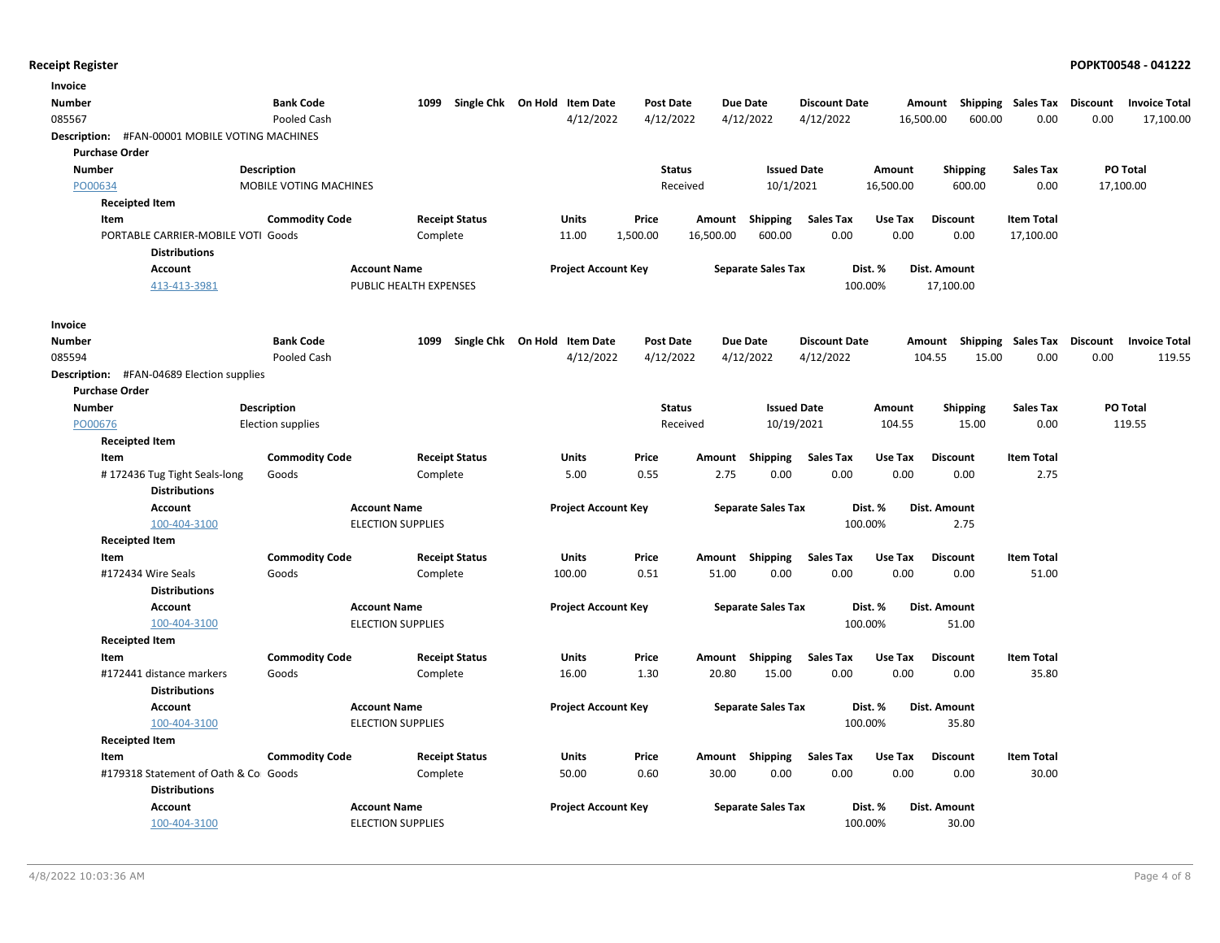## Receipt Register

**POPKT00548 - 041222**

### Invoice

| Number | Bank Code | 1099 | Single Chk | On Hold | Item Date | Post Date | Due Date | Discount Date | Amount | Shipping | Sales Tax | Discount | Invoice Total |
|---|---|---|---|---|---|---|---|---|---|---|---|---|---|
| 085567 | Pooled Cash | | | | 4/12/2022 | 4/12/2022 | 4/12/2022 | 4/12/2022 | 16,500.00 | 600.00 | 0.00 | 0.00 | 17,100.00 |

**Description:** #FAN-00001 MOBILE VOTING MACHINES

**Purchase Order**

| Number | Description | Status | Issued Date | Amount | Shipping | Sales Tax | PO Total |
|---|---|---|---|---|---|---|---|
| PO00634 | MOBILE VOTING MACHINES | Received | 10/1/2021 | 16,500.00 | 600.00 | 0.00 | 17,100.00 |

**Receipted Item**

| Item | Commodity Code | Receipt Status | Units | Price | Amount | Shipping | Sales Tax | Use Tax | Discount | Item Total |
|---|---|---|---|---|---|---|---|---|---|---|
| PORTABLE CARRIER-MOBILE VOTI | Goods | Complete | 11.00 | 1,500.00 | 16,500.00 | 600.00 | 0.00 | 0.00 | 0.00 | 17,100.00 |

**Distributions**

| Account | Account Name | Project Account Key | Separate Sales Tax | Dist. % | Dist. Amount |
|---|---|---|---|---|---|
| 413-413-3981 | PUBLIC HEALTH EXPENSES | | | 100.00% | 17,100.00 |

### Invoice

| Number | Bank Code | 1099 | Single Chk | On Hold | Item Date | Post Date | Due Date | Discount Date | Amount | Shipping | Sales Tax | Discount | Invoice Total |
|---|---|---|---|---|---|---|---|---|---|---|---|---|---|
| 085594 | Pooled Cash | | | | 4/12/2022 | 4/12/2022 | 4/12/2022 | 4/12/2022 | 104.55 | 15.00 | 0.00 | 0.00 | 119.55 |

**Description:** #FAN-04689 Election supplies

**Purchase Order**

| Number | Description | Status | Issued Date | Amount | Shipping | Sales Tax | PO Total |
|---|---|---|---|---|---|---|---|
| PO00676 | Election supplies | Received | 10/19/2021 | 104.55 | 15.00 | 0.00 | 119.55 |

**Receipted Item**

| Item | Commodity Code | Receipt Status | Units | Price | Amount | Shipping | Sales Tax | Use Tax | Discount | Item Total |
|---|---|---|---|---|---|---|---|---|---|---|
| # 172436 Tug Tight Seals-long | Goods | Complete | 5.00 | 0.55 | 2.75 | 0.00 | 0.00 | 0.00 | 0.00 | 2.75 |

**Distributions**

| Account | Account Name | Project Account Key | Separate Sales Tax | Dist. % | Dist. Amount |
|---|---|---|---|---|---|
| 100-404-3100 | ELECTION SUPPLIES | | | 100.00% | 2.75 |

**Receipted Item**

| Item | Commodity Code | Receipt Status | Units | Price | Amount | Shipping | Sales Tax | Use Tax | Discount | Item Total |
|---|---|---|---|---|---|---|---|---|---|---|
| #172434 Wire Seals | Goods | Complete | 100.00 | 0.51 | 51.00 | 0.00 | 0.00 | 0.00 | 0.00 | 51.00 |

**Distributions**

| Account | Account Name | Project Account Key | Separate Sales Tax | Dist. % | Dist. Amount |
|---|---|---|---|---|---|
| 100-404-3100 | ELECTION SUPPLIES | | | 100.00% | 51.00 |

**Receipted Item**

| Item | Commodity Code | Receipt Status | Units | Price | Amount | Shipping | Sales Tax | Use Tax | Discount | Item Total |
|---|---|---|---|---|---|---|---|---|---|---|
| #172441 distance markers | Goods | Complete | 16.00 | 1.30 | 20.80 | 15.00 | 0.00 | 0.00 | 0.00 | 35.80 |

**Distributions**

| Account | Account Name | Project Account Key | Separate Sales Tax | Dist. % | Dist. Amount |
|---|---|---|---|---|---|
| 100-404-3100 | ELECTION SUPPLIES | | | 100.00% | 35.80 |

**Receipted Item**

| Item | Commodity Code | Receipt Status | Units | Price | Amount | Shipping | Sales Tax | Use Tax | Discount | Item Total |
|---|---|---|---|---|---|---|---|---|---|---|
| #179318 Statement of Oath & Co | Goods | Complete | 50.00 | 0.60 | 30.00 | 0.00 | 0.00 | 0.00 | 0.00 | 30.00 |

**Distributions**

| Account | Account Name | Project Account Key | Separate Sales Tax | Dist. % | Dist. Amount |
|---|---|---|---|---|---|
| 100-404-3100 | ELECTION SUPPLIES | | | 100.00% | 30.00 |

4/8/2022 10:03:36 AM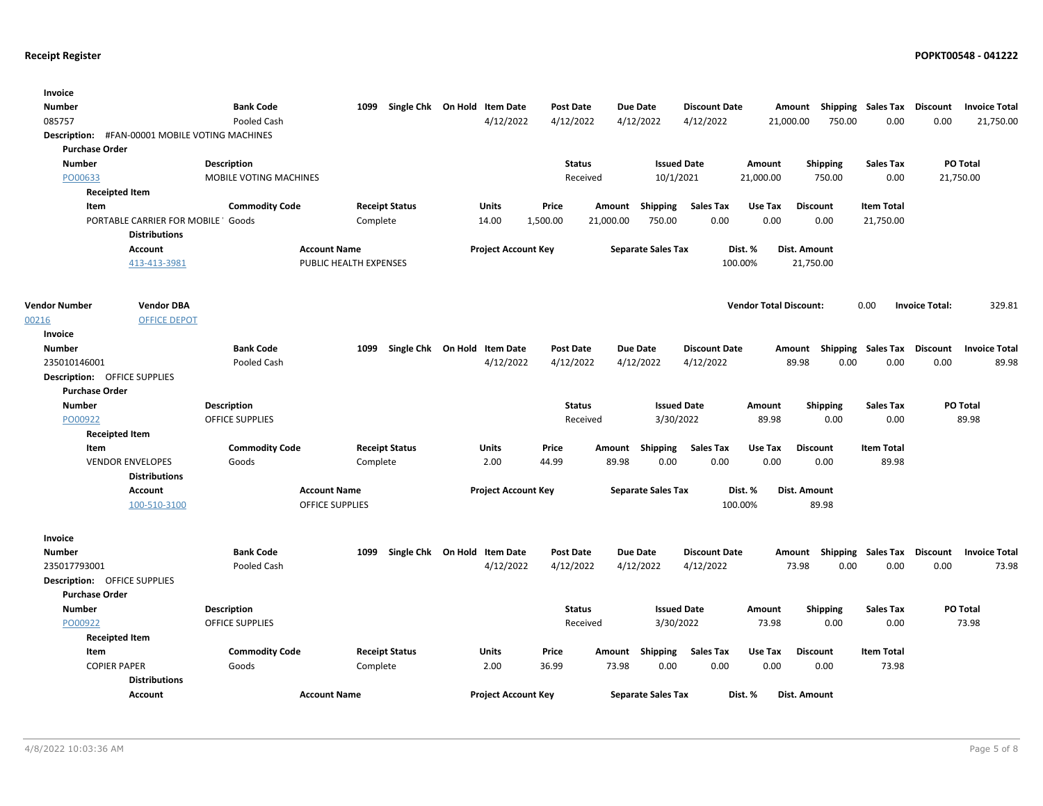**Receipt Register** **POPKT00548 - 041222**

**Invoice**

| Number | Bank Code | 1099 | Single Chk | On Hold | Item Date | Post Date | Due Date | Discount Date | Amount | Shipping | Sales Tax | Discount | Invoice Total |
|---|---|---|---|---|---|---|---|---|---|---|---|---|---|
| 085757 | Pooled Cash | | | | 4/12/2022 | 4/12/2022 | 4/12/2022 | 4/12/2022 | 21,000.00 | 750.00 | 0.00 | 0.00 | 21,750.00 |

**Description:** #FAN-00001 MOBILE VOTING MACHINES

**Purchase Order**

| Number | Description | Status | Issued Date | Amount | Shipping | Sales Tax | PO Total |
|---|---|---|---|---|---|---|---|
| PO00633 | MOBILE VOTING MACHINES | Received | 10/1/2021 | 21,000.00 | 750.00 | 0.00 | 21,750.00 |

**Receipted Item**

| Item | Commodity Code | Receipt Status | Units | Price | Amount | Shipping | Sales Tax | Use Tax | Discount | Item Total |
|---|---|---|---|---|---|---|---|---|---|---|
| PORTABLE CARRIER FOR MOBILE ' | Goods | Complete | 14.00 | 1,500.00 | 21,000.00 | 750.00 | 0.00 | 0.00 | 0.00 | 21,750.00 |

**Distributions**

| Account | Account Name | Project Account Key | Separate Sales Tax | Dist. % | Dist. Amount |
|---|---|---|---|---|---|
| 413-413-3981 | PUBLIC HEALTH EXPENSES | | | 100.00% | 21,750.00 |

| Vendor Number | Vendor DBA | Vendor Total Discount: | 0.00 | Invoice Total: | 329.81 |
|---|---|---|---|---|---|
| 00216 | OFFICE DEPOT | | | | |

**Invoice**

| Number | Bank Code | 1099 | Single Chk | On Hold | Item Date | Post Date | Due Date | Discount Date | Amount | Shipping | Sales Tax | Discount | Invoice Total |
|---|---|---|---|---|---|---|---|---|---|---|---|---|---|
| 235010146001 | Pooled Cash | | | | 4/12/2022 | 4/12/2022 | 4/12/2022 | 4/12/2022 | 89.98 | 0.00 | 0.00 | 0.00 | 89.98 |

**Description:** OFFICE SUPPLIES

**Purchase Order**

| Number | Description | Status | Issued Date | Amount | Shipping | Sales Tax | PO Total |
|---|---|---|---|---|---|---|---|
| PO00922 | OFFICE SUPPLIES | Received | 3/30/2022 | 89.98 | 0.00 | 0.00 | 89.98 |

**Receipted Item**

| Item | Commodity Code | Receipt Status | Units | Price | Amount | Shipping | Sales Tax | Use Tax | Discount | Item Total |
|---|---|---|---|---|---|---|---|---|---|---|
| VENDOR ENVELOPES | Goods | Complete | 2.00 | 44.99 | 89.98 | 0.00 | 0.00 | 0.00 | 0.00 | 89.98 |

**Distributions**

| Account | Account Name | Project Account Key | Separate Sales Tax | Dist. % | Dist. Amount |
|---|---|---|---|---|---|
| 100-510-3100 | OFFICE SUPPLIES | | | 100.00% | 89.98 |

**Invoice**

| Number | Bank Code | 1099 | Single Chk | On Hold | Item Date | Post Date | Due Date | Discount Date | Amount | Shipping | Sales Tax | Discount | Invoice Total |
|---|---|---|---|---|---|---|---|---|---|---|---|---|---|
| 235017793001 | Pooled Cash | | | | 4/12/2022 | 4/12/2022 | 4/12/2022 | 4/12/2022 | 73.98 | 0.00 | 0.00 | 0.00 | 73.98 |

**Description:** OFFICE SUPPLIES

**Purchase Order**

| Number | Description | Status | Issued Date | Amount | Shipping | Sales Tax | PO Total |
|---|---|---|---|---|---|---|---|
| PO00922 | OFFICE SUPPLIES | Received | 3/30/2022 | 73.98 | 0.00 | 0.00 | 73.98 |

**Receipted Item**

| Item | Commodity Code | Receipt Status | Units | Price | Amount | Shipping | Sales Tax | Use Tax | Discount | Item Total |
|---|---|---|---|---|---|---|---|---|---|---|
| COPIER PAPER | Goods | Complete | 2.00 | 36.99 | 73.98 | 0.00 | 0.00 | 0.00 | 0.00 | 73.98 |

**Distributions**

| Account | Account Name | Project Account Key | Separate Sales Tax | Dist. % | Dist. Amount |
|---|---|---|---|---|---|

4/8/2022 10:03:36 AM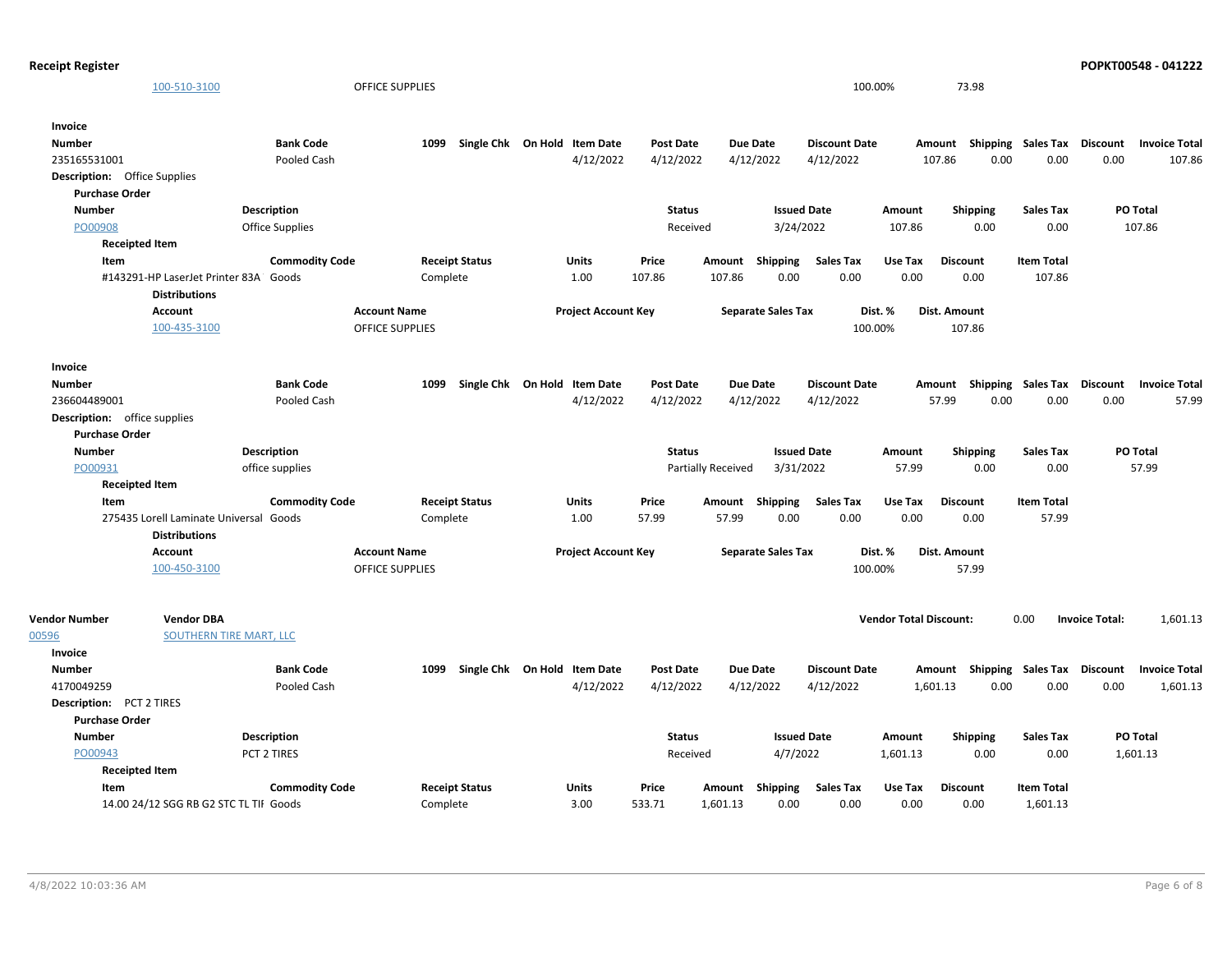| Account | Account Name | Project Account Key | Separate Sales Tax | Dist. % | Dist. Amount |
|---|---|---|---|---|---|
| 100-510-3100 | OFFICE SUPPLIES | | | 100.00% | 73.98 |

**Invoice**

| Number | Bank Code | 1099 | Single Chk | On Hold | Item Date | Post Date | Due Date | Discount Date | Amount | Shipping | Sales Tax | Discount | Invoice Total |
|---|---|---|---|---|---|---|---|---|---|---|---|---|---|
| 235165531001 | Pooled Cash | | | | 4/12/2022 | 4/12/2022 | 4/12/2022 | 4/12/2022 | 107.86 | 0.00 | 0.00 | 0.00 | 107.86 |

**Description:** Office Supplies

**Purchase Order**

| Number | Description | Status | Issued Date | Amount | Shipping | Sales Tax | PO Total |
|---|---|---|---|---|---|---|---|
| PO00908 | Office Supplies | Received | 3/24/2022 | 107.86 | 0.00 | 0.00 | 107.86 |

**Receipted Item**

| Item | Commodity Code | Receipt Status | Units | Price | Amount | Shipping | Sales Tax | Use Tax | Discount | Item Total |
|---|---|---|---|---|---|---|---|---|---|---|
| #143291-HP LaserJet Printer 83A | Goods | Complete | 1.00 | 107.86 | 107.86 | 0.00 | 0.00 | 0.00 | 0.00 | 107.86 |

**Distributions**

| Account | Account Name | Project Account Key | Separate Sales Tax | Dist. % | Dist. Amount |
|---|---|---|---|---|---|
| 100-435-3100 | OFFICE SUPPLIES | | | 100.00% | 107.86 |

**Invoice**

| Number | Bank Code | 1099 | Single Chk | On Hold | Item Date | Post Date | Due Date | Discount Date | Amount | Shipping | Sales Tax | Discount | Invoice Total |
|---|---|---|---|---|---|---|---|---|---|---|---|---|---|
| 236604489001 | Pooled Cash | | | | 4/12/2022 | 4/12/2022 | 4/12/2022 | 4/12/2022 | 57.99 | 0.00 | 0.00 | 0.00 | 57.99 |

**Description:** office supplies

**Purchase Order**

| Number | Description | Status | Issued Date | Amount | Shipping | Sales Tax | PO Total |
|---|---|---|---|---|---|---|---|
| PO00931 | office supplies | Partially Received | 3/31/2022 | 57.99 | 0.00 | 0.00 | 57.99 |

**Receipted Item**

| Item | Commodity Code | Receipt Status | Units | Price | Amount | Shipping | Sales Tax | Use Tax | Discount | Item Total |
|---|---|---|---|---|---|---|---|---|---|---|
| 275435 Lorell Laminate Universal | Goods | Complete | 1.00 | 57.99 | 57.99 | 0.00 | 0.00 | 0.00 | 0.00 | 57.99 |

**Distributions**

| Account | Account Name | Project Account Key | Separate Sales Tax | Dist. % | Dist. Amount |
|---|---|---|---|---|---|
| 100-450-3100 | OFFICE SUPPLIES | | | 100.00% | 57.99 |

| Vendor Number | Vendor DBA | Vendor Total Discount: | 0.00 | Invoice Total: | 1,601.13 |
|---|---|---|---|---|---|
| 00596 | SOUTHERN TIRE MART, LLC | | | | |

**Invoice**

| Number | Bank Code | 1099 | Single Chk | On Hold | Item Date | Post Date | Due Date | Discount Date | Amount | Shipping | Sales Tax | Discount | Invoice Total |
|---|---|---|---|---|---|---|---|---|---|---|---|---|---|
| 4170049259 | Pooled Cash | | | | 4/12/2022 | 4/12/2022 | 4/12/2022 | 4/12/2022 | 1,601.13 | 0.00 | 0.00 | 0.00 | 1,601.13 |

**Description:** PCT 2 TIRES

**Purchase Order**

| Number | Description | Status | Issued Date | Amount | Shipping | Sales Tax | PO Total |
|---|---|---|---|---|---|---|---|
| PO00943 | PCT 2 TIRES | Received | 4/7/2022 | 1,601.13 | 0.00 | 0.00 | 1,601.13 |

**Receipted Item**

| Item | Commodity Code | Receipt Status | Units | Price | Amount | Shipping | Sales Tax | Use Tax | Discount | Item Total |
|---|---|---|---|---|---|---|---|---|---|---|
| 14.00 24/12 SGG RB G2 STC TL TII | Goods | Complete | 3.00 | 533.71 | 1,601.13 | 0.00 | 0.00 | 0.00 | 0.00 | 1,601.13 |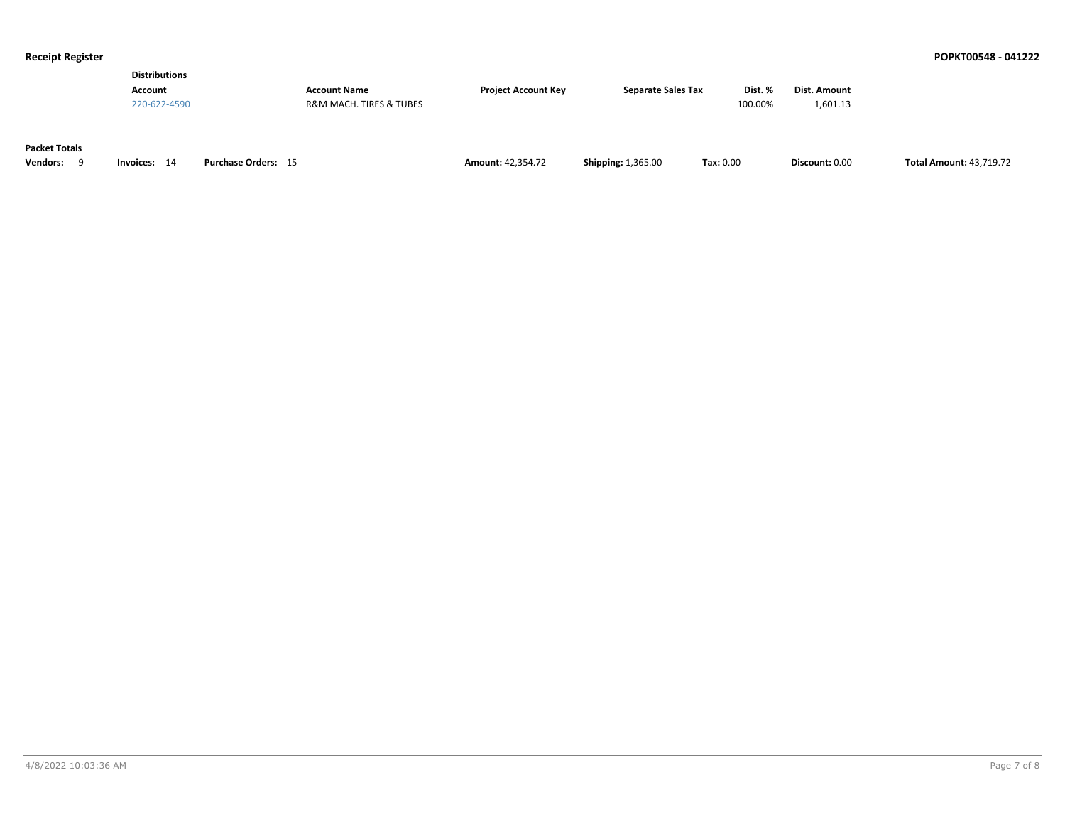**Distributions**

| Account | Account Name | Project Account Key | Separate Sales Tax | Dist. % | Dist. Amount |
|---|---|---|---|---|---|
| 220-622-4590 | R&M MACH. TIRES & TUBES | | | 100.00% | 1,601.13 |

**Packet Totals**

**Vendors:** 9 **Invoices:** 14 **Purchase Orders:** 15 **Amount:** 42,354.72 **Shipping:** 1,365.00 **Tax:** 0.00 **Discount:** 0.00 **Total Amount:** 43,719.72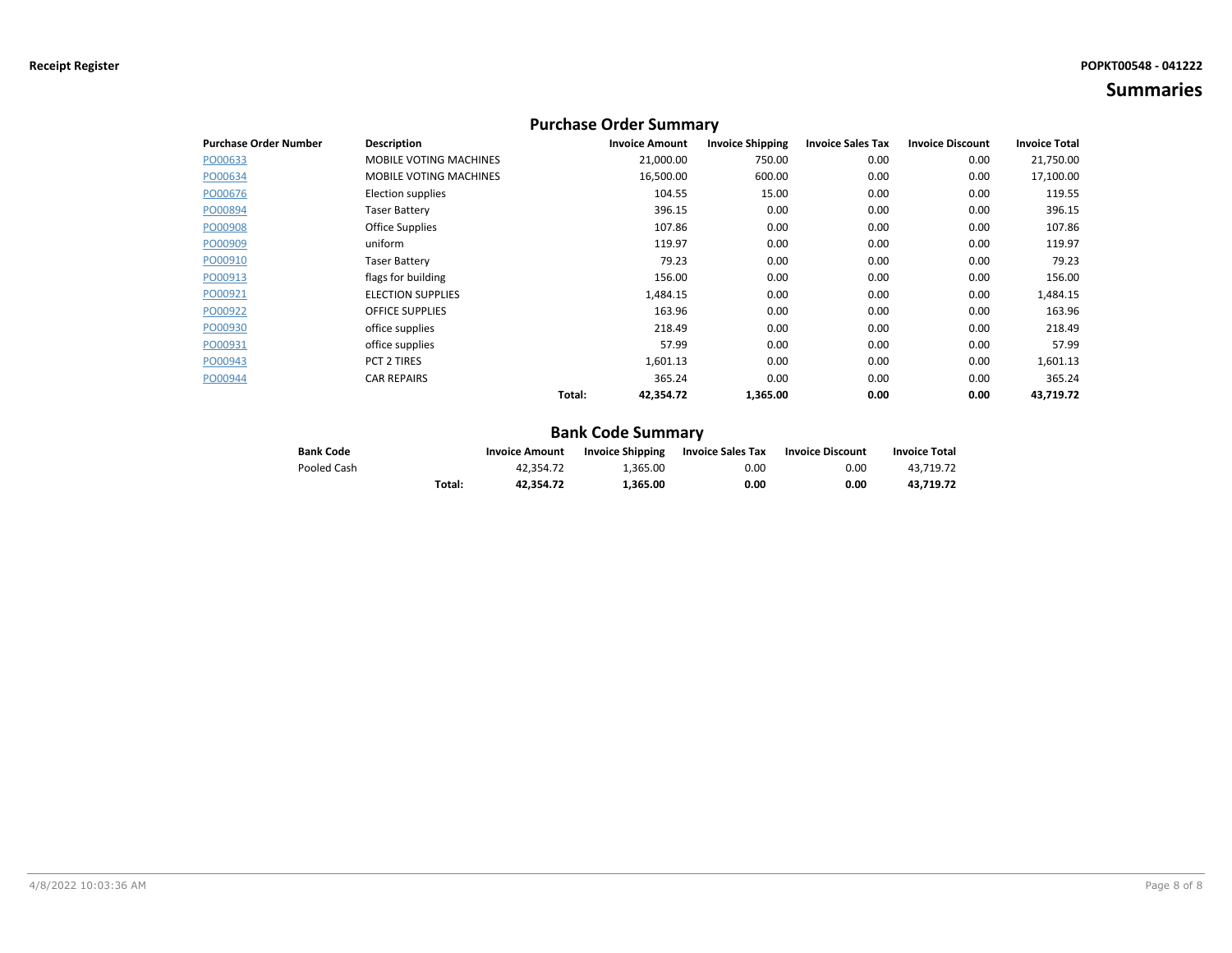**Receipt Register**

**POPKT00548 - 041222**

# Summaries

## Purchase Order Summary

| Purchase Order Number | Description | | Invoice Amount | Invoice Shipping | Invoice Sales Tax | Invoice Discount | Invoice Total |
|---|---|---|---|---|---|---|---|
| PO00633 | MOBILE VOTING MACHINES | | 21,000.00 | 750.00 | 0.00 | 0.00 | 21,750.00 |
| PO00634 | MOBILE VOTING MACHINES | | 16,500.00 | 600.00 | 0.00 | 0.00 | 17,100.00 |
| PO00676 | Election supplies | | 104.55 | 15.00 | 0.00 | 0.00 | 119.55 |
| PO00894 | Taser Battery | | 396.15 | 0.00 | 0.00 | 0.00 | 396.15 |
| PO00908 | Office Supplies | | 107.86 | 0.00 | 0.00 | 0.00 | 107.86 |
| PO00909 | uniform | | 119.97 | 0.00 | 0.00 | 0.00 | 119.97 |
| PO00910 | Taser Battery | | 79.23 | 0.00 | 0.00 | 0.00 | 79.23 |
| PO00913 | flags for building | | 156.00 | 0.00 | 0.00 | 0.00 | 156.00 |
| PO00921 | ELECTION SUPPLIES | | 1,484.15 | 0.00 | 0.00 | 0.00 | 1,484.15 |
| PO00922 | OFFICE SUPPLIES | | 163.96 | 0.00 | 0.00 | 0.00 | 163.96 |
| PO00930 | office supplies | | 218.49 | 0.00 | 0.00 | 0.00 | 218.49 |
| PO00931 | office supplies | | 57.99 | 0.00 | 0.00 | 0.00 | 57.99 |
| PO00943 | PCT 2 TIRES | | 1,601.13 | 0.00 | 0.00 | 0.00 | 1,601.13 |
| PO00944 | CAR REPAIRS | | 365.24 | 0.00 | 0.00 | 0.00 | 365.24 |
| | | **Total:** | **42,354.72** | **1,365.00** | **0.00** | **0.00** | **43,719.72** |

## Bank Code Summary

| Bank Code | | Invoice Amount | Invoice Shipping | Invoice Sales Tax | Invoice Discount | Invoice Total |
|---|---|---|---|---|---|---|
| Pooled Cash | | 42,354.72 | 1,365.00 | 0.00 | 0.00 | 43,719.72 |
| | **Total:** | **42,354.72** | **1,365.00** | **0.00** | **0.00** | **43,719.72** |

4/8/2022 10:03:36 AM